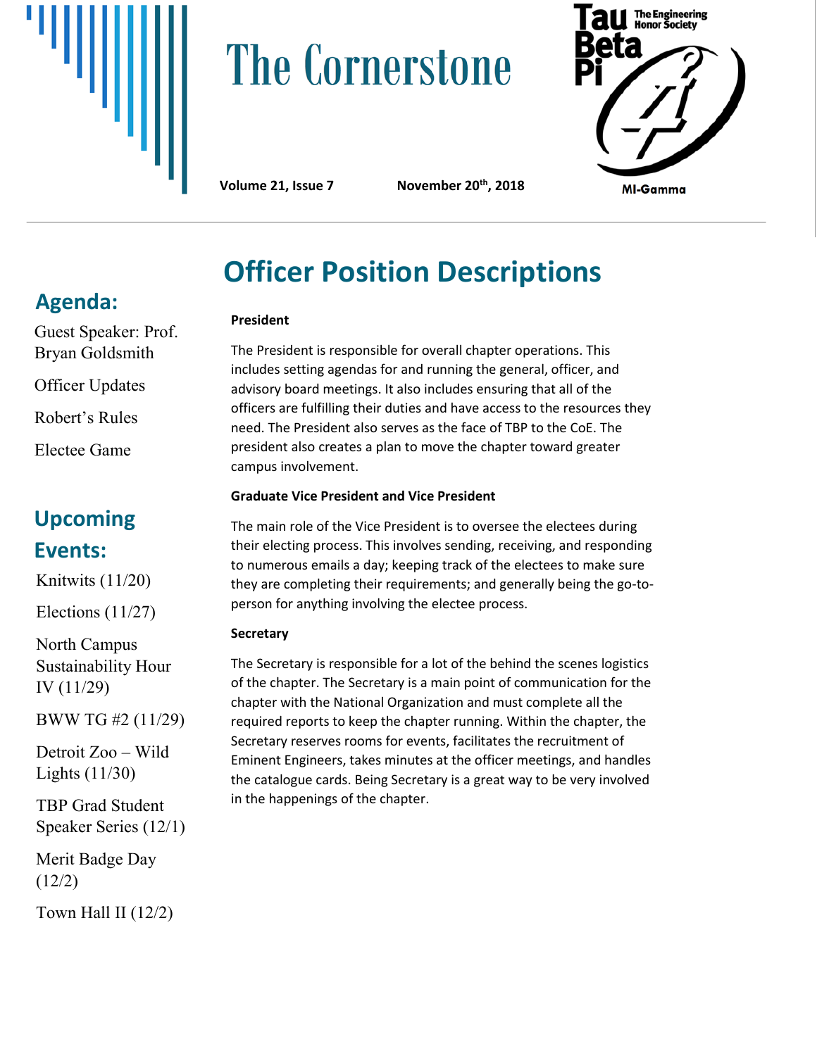# The Cornerstone

**Volume 21, Issue 7** **November 20th, 2018**

Tau Beta Pi — The Engineering Honor Society

MI-Gamma

## Agenda:

Guest Speaker: Prof. Bryan Goldsmith

Officer Updates

Robert's Rules

Electee Game

## Upcoming Events:

Knitwits (11/20)

Elections (11/27)

North Campus Sustainability Hour IV (11/29)

BWW TG #2 (11/29)

Detroit Zoo – Wild Lights (11/30)

TBP Grad Student Speaker Series (12/1)

Merit Badge Day (12/2)

Town Hall II (12/2)

# Officer Position Descriptions

**President**

The President is responsible for overall chapter operations. This includes setting agendas for and running the general, officer, and advisory board meetings. It also includes ensuring that all of the officers are fulfilling their duties and have access to the resources they need. The President also serves as the face of TBP to the CoE. The president also creates a plan to move the chapter toward greater campus involvement.

**Graduate Vice President and Vice President**

The main role of the Vice President is to oversee the electees during their electing process. This involves sending, receiving, and responding to numerous emails a day; keeping track of the electees to make sure they are completing their requirements; and generally being the go-to-person for anything involving the electee process.

**Secretary**

The Secretary is responsible for a lot of the behind the scenes logistics of the chapter. The Secretary is a main point of communication for the chapter with the National Organization and must complete all the required reports to keep the chapter running. Within the chapter, the Secretary reserves rooms for events, facilitates the recruitment of Eminent Engineers, takes minutes at the officer meetings, and handles the catalogue cards. Being Secretary is a great way to be very involved in the happenings of the chapter.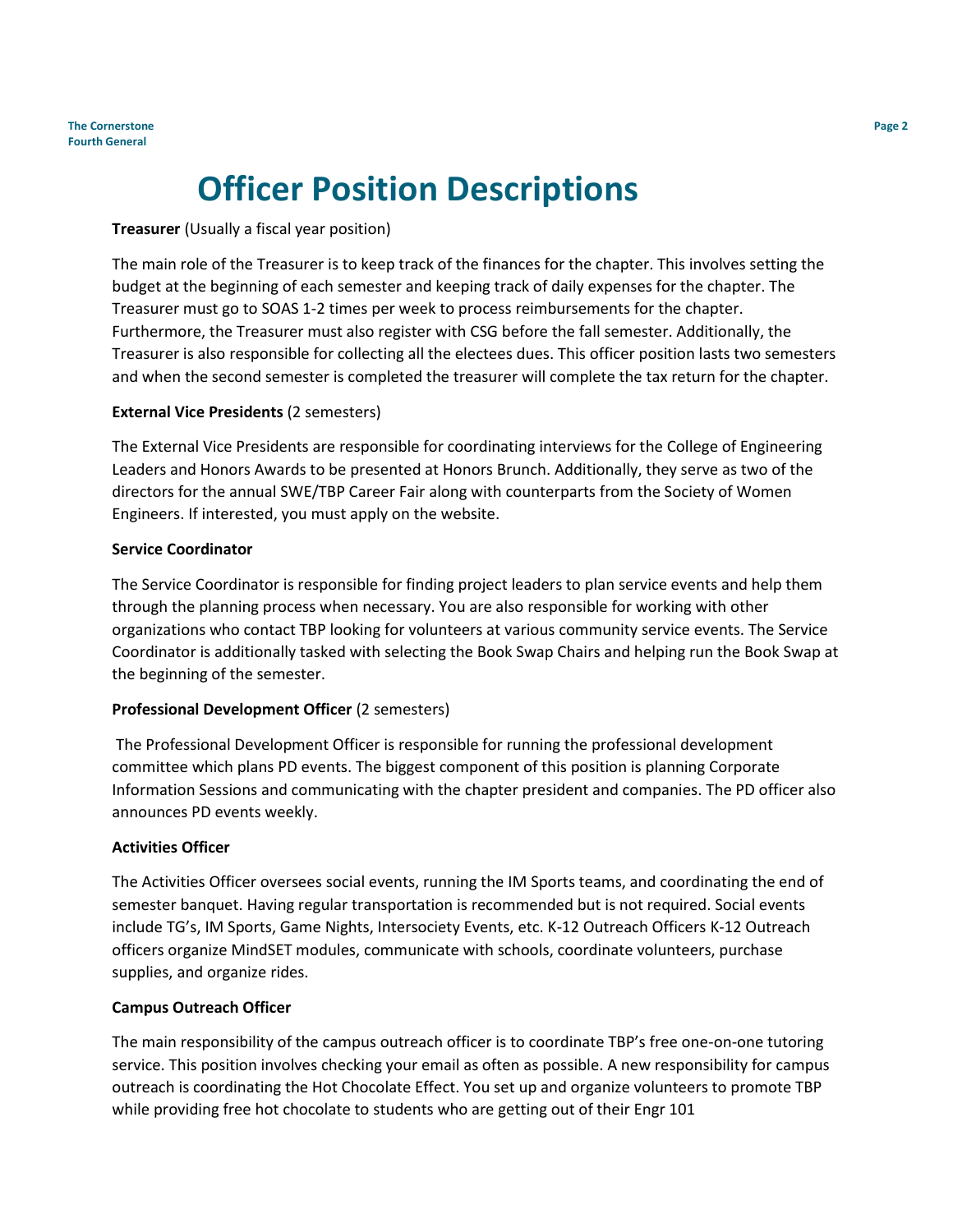# Officer Position Descriptions

**Treasurer** (Usually a fiscal year position)

The main role of the Treasurer is to keep track of the finances for the chapter. This involves setting the budget at the beginning of each semester and keeping track of daily expenses for the chapter. The Treasurer must go to SOAS 1-2 times per week to process reimbursements for the chapter. Furthermore, the Treasurer must also register with CSG before the fall semester. Additionally, the Treasurer is also responsible for collecting all the electees dues. This officer position lasts two semesters and when the second semester is completed the treasurer will complete the tax return for the chapter.

**External Vice Presidents** (2 semesters)

The External Vice Presidents are responsible for coordinating interviews for the College of Engineering Leaders and Honors Awards to be presented at Honors Brunch. Additionally, they serve as two of the directors for the annual SWE/TBP Career Fair along with counterparts from the Society of Women Engineers. If interested, you must apply on the website.

**Service Coordinator**

The Service Coordinator is responsible for finding project leaders to plan service events and help them through the planning process when necessary. You are also responsible for working with other organizations who contact TBP looking for volunteers at various community service events. The Service Coordinator is additionally tasked with selecting the Book Swap Chairs and helping run the Book Swap at the beginning of the semester.

**Professional Development Officer** (2 semesters)

The Professional Development Officer is responsible for running the professional development committee which plans PD events. The biggest component of this position is planning Corporate Information Sessions and communicating with the chapter president and companies. The PD officer also announces PD events weekly.

**Activities Officer**

The Activities Officer oversees social events, running the IM Sports teams, and coordinating the end of semester banquet. Having regular transportation is recommended but is not required. Social events include TG's, IM Sports, Game Nights, Intersociety Events, etc. K-12 Outreach Officers K-12 Outreach officers organize MindSET modules, communicate with schools, coordinate volunteers, purchase supplies, and organize rides.

**Campus Outreach Officer**

The main responsibility of the campus outreach officer is to coordinate TBP's free one-on-one tutoring service. This position involves checking your email as often as possible. A new responsibility for campus outreach is coordinating the Hot Chocolate Effect. You set up and organize volunteers to promote TBP while providing free hot chocolate to students who are getting out of their Engr 101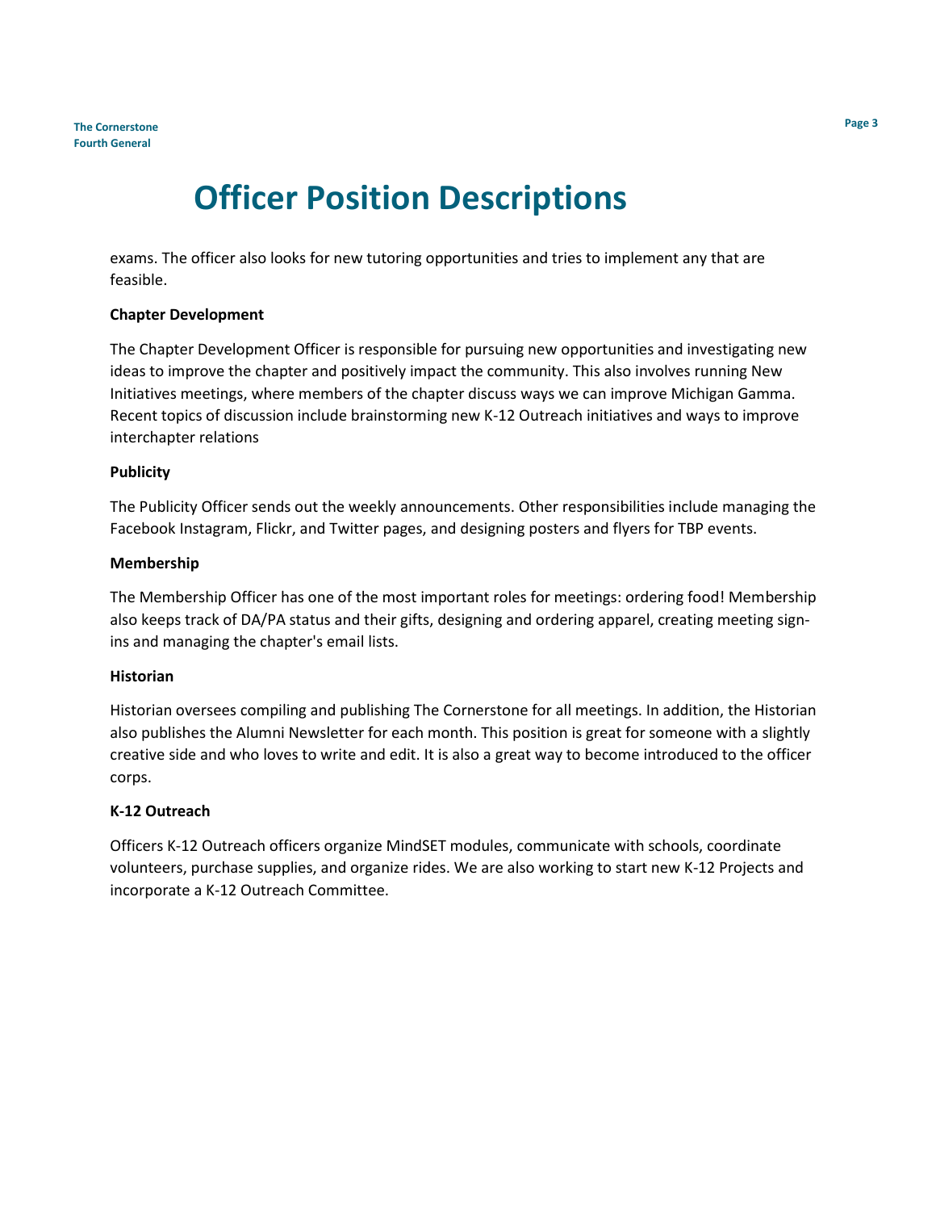# Officer Position Descriptions

exams. The officer also looks for new tutoring opportunities and tries to implement any that are feasible.

**Chapter Development**

The Chapter Development Officer is responsible for pursuing new opportunities and investigating new ideas to improve the chapter and positively impact the community. This also involves running New Initiatives meetings, where members of the chapter discuss ways we can improve Michigan Gamma. Recent topics of discussion include brainstorming new K-12 Outreach initiatives and ways to improve interchapter relations

**Publicity**

The Publicity Officer sends out the weekly announcements. Other responsibilities include managing the Facebook Instagram, Flickr, and Twitter pages, and designing posters and flyers for TBP events.

**Membership**

The Membership Officer has one of the most important roles for meetings: ordering food! Membership also keeps track of DA/PA status and their gifts, designing and ordering apparel, creating meeting sign-ins and managing the chapter's email lists.

**Historian**

Historian oversees compiling and publishing The Cornerstone for all meetings. In addition, the Historian also publishes the Alumni Newsletter for each month. This position is great for someone with a slightly creative side and who loves to write and edit. It is also a great way to become introduced to the officer corps.

**K-12 Outreach**

Officers K-12 Outreach officers organize MindSET modules, communicate with schools, coordinate volunteers, purchase supplies, and organize rides. We are also working to start new K-12 Projects and incorporate a K-12 Outreach Committee.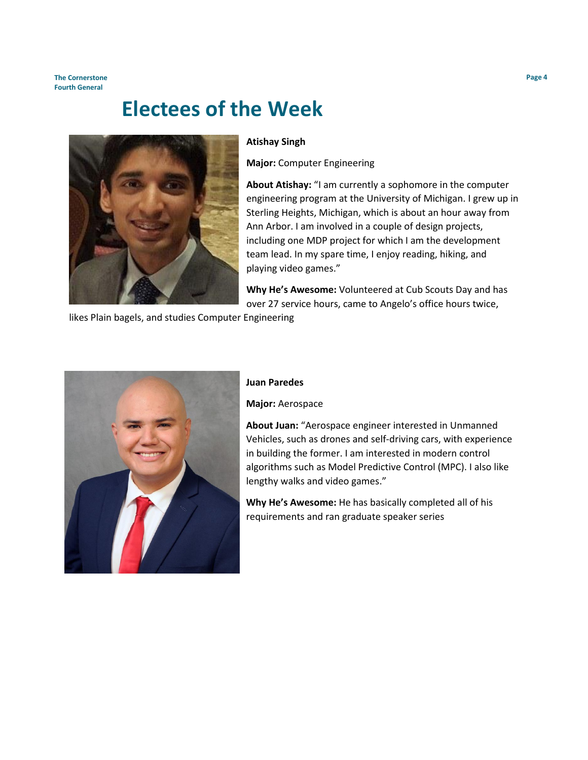# Electees of the Week

**Atishay Singh**

**Major:** Computer Engineering

**About Atishay:** "I am currently a sophomore in the computer engineering program at the University of Michigan. I grew up in Sterling Heights, Michigan, which is about an hour away from Ann Arbor. I am involved in a couple of design projects, including one MDP project for which I am the development team lead. In my spare time, I enjoy reading, hiking, and playing video games."

**Why He's Awesome:** Volunteered at Cub Scouts Day and has over 27 service hours, came to Angelo's office hours twice, likes Plain bagels, and studies Computer Engineering

**Juan Paredes**

**Major:** Aerospace

**About Juan:** "Aerospace engineer interested in Unmanned Vehicles, such as drones and self-driving cars, with experience in building the former. I am interested in modern control algorithms such as Model Predictive Control (MPC). I also like lengthy walks and video games."

**Why He's Awesome:** He has basically completed all of his requirements and ran graduate speaker series